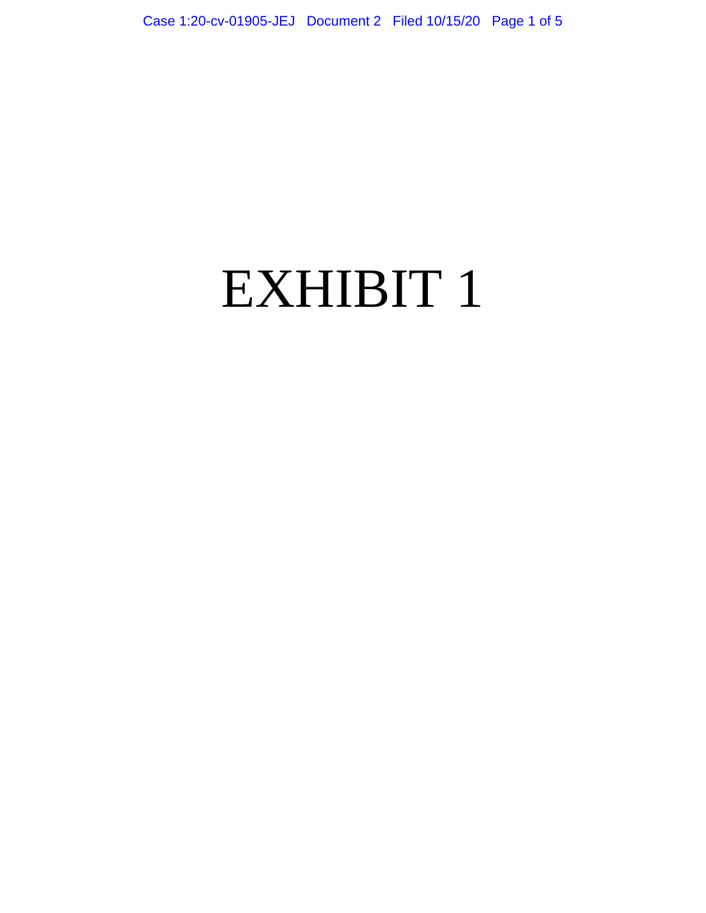# EXHIBIT 1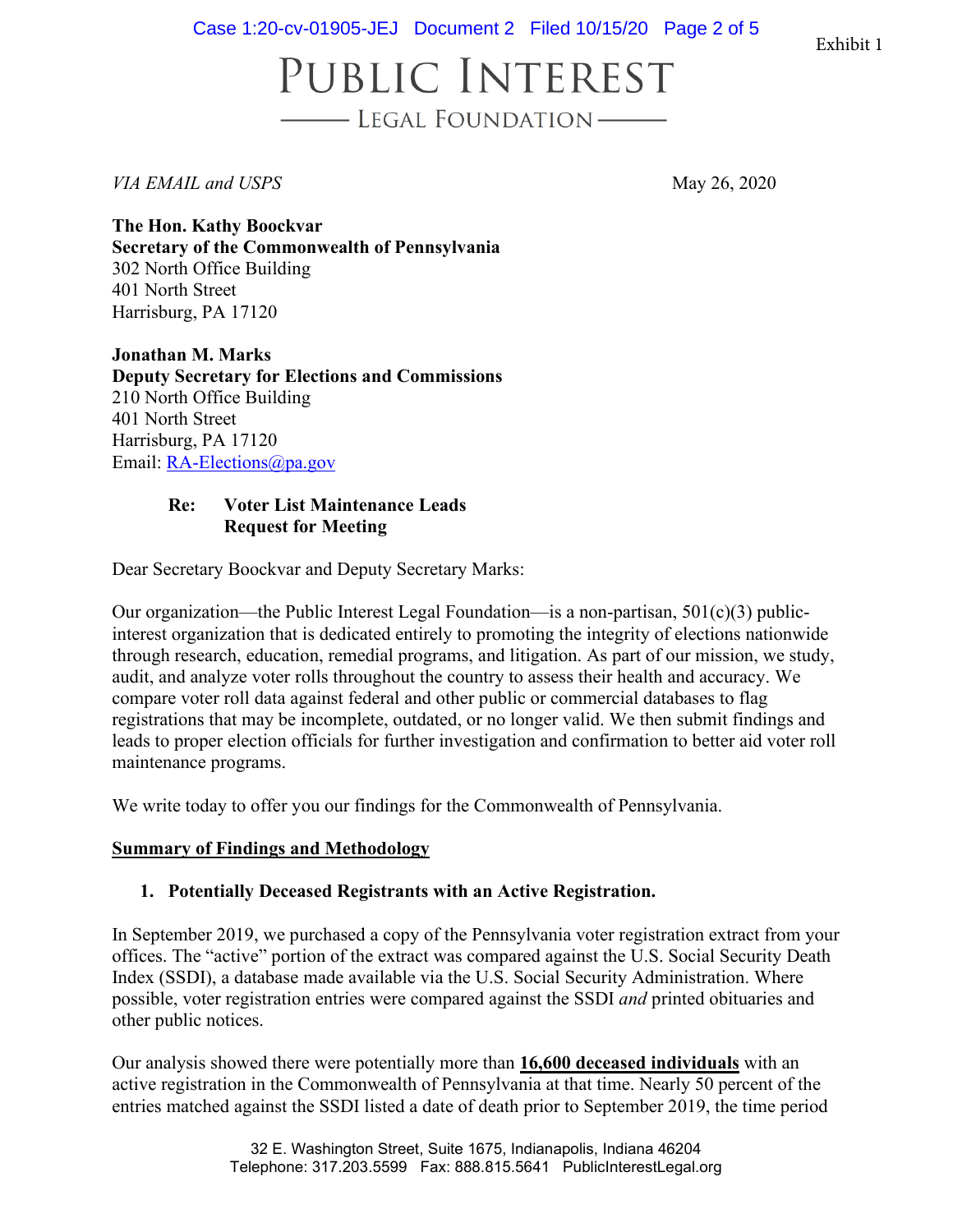Exhibit 1

# PUBLIC INTEREST
## LEGAL FOUNDATION

*VIA EMAIL and USPS*

May 26, 2020

**The Hon. Kathy Boockvar**
**Secretary of the Commonwealth of Pennsylvania**
302 North Office Building
401 North Street
Harrisburg, PA 17120

**Jonathan M. Marks**
**Deputy Secretary for Elections and Commissions**
210 North Office Building
401 North Street
Harrisburg, PA 17120
Email: RA-Elections@pa.gov

**Re: Voter List Maintenance Leads**
**Request for Meeting**

Dear Secretary Boockvar and Deputy Secretary Marks:

Our organization—the Public Interest Legal Foundation—is a non-partisan, 501(c)(3) public-interest organization that is dedicated entirely to promoting the integrity of elections nationwide through research, education, remedial programs, and litigation. As part of our mission, we study, audit, and analyze voter rolls throughout the country to assess their health and accuracy. We compare voter roll data against federal and other public or commercial databases to flag registrations that may be incomplete, outdated, or no longer valid. We then submit findings and leads to proper election officials for further investigation and confirmation to better aid voter roll maintenance programs.

We write today to offer you our findings for the Commonwealth of Pennsylvania.

**<u>Summary of Findings and Methodology</u>**

**1. Potentially Deceased Registrants with an Active Registration.**

In September 2019, we purchased a copy of the Pennsylvania voter registration extract from your offices. The "active" portion of the extract was compared against the U.S. Social Security Death Index (SSDI), a database made available via the U.S. Social Security Administration. Where possible, voter registration entries were compared against the SSDI *and* printed obituaries and other public notices.

Our analysis showed there were potentially more than **<u>16,600 deceased individuals</u>** with an active registration in the Commonwealth of Pennsylvania at that time. Nearly 50 percent of the entries matched against the SSDI listed a date of death prior to September 2019, the time period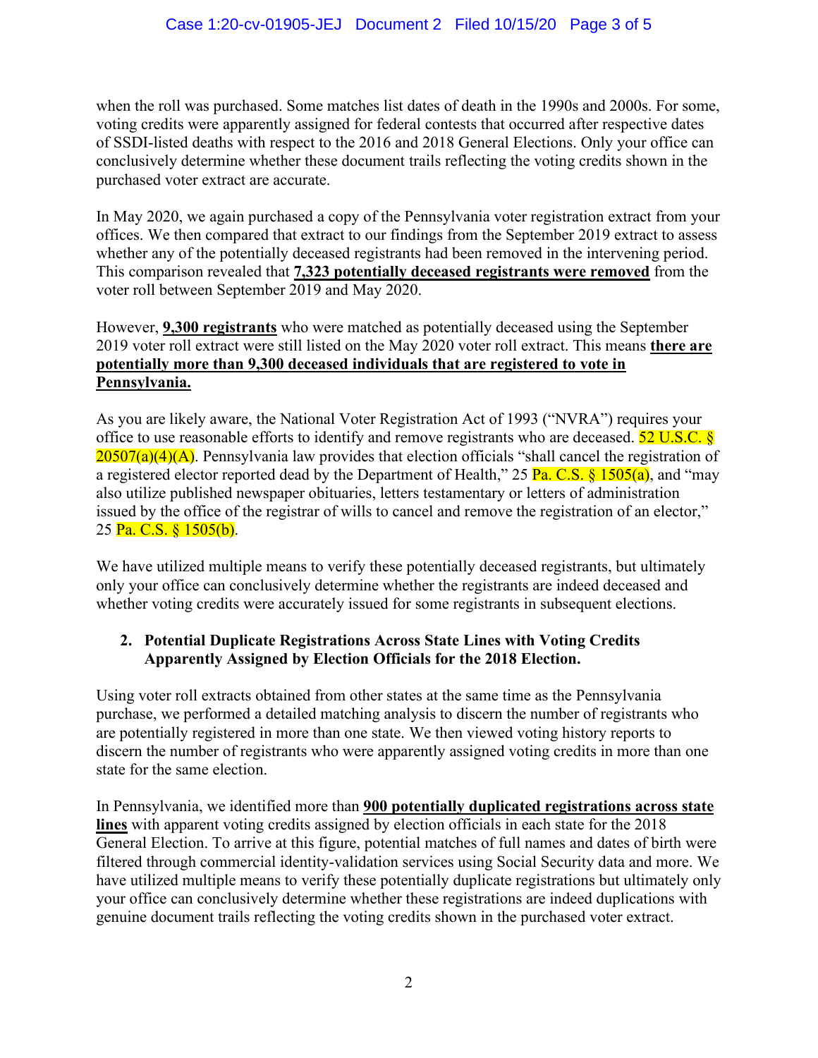when the roll was purchased. Some matches list dates of death in the 1990s and 2000s. For some, voting credits were apparently assigned for federal contests that occurred after respective dates of SSDI-listed deaths with respect to the 2016 and 2018 General Elections. Only your office can conclusively determine whether these document trails reflecting the voting credits shown in the purchased voter extract are accurate.

In May 2020, we again purchased a copy of the Pennsylvania voter registration extract from your offices. We then compared that extract to our findings from the September 2019 extract to assess whether any of the potentially deceased registrants had been removed in the intervening period. This comparison revealed that **7,323 potentially deceased registrants were removed** from the voter roll between September 2019 and May 2020.

However, **9,300 registrants** who were matched as potentially deceased using the September 2019 voter roll extract were still listed on the May 2020 voter roll extract. This means **there are potentially more than 9,300 deceased individuals that are registered to vote in Pennsylvania.**

As you are likely aware, the National Voter Registration Act of 1993 ("NVRA") requires your office to use reasonable efforts to identify and remove registrants who are deceased. 52 U.S.C. § 20507(a)(4)(A). Pennsylvania law provides that election officials "shall cancel the registration of a registered elector reported dead by the Department of Health," 25 Pa. C.S. § 1505(a), and "may also utilize published newspaper obituaries, letters testamentary or letters of administration issued by the office of the registrar of wills to cancel and remove the registration of an elector," 25 Pa. C.S. § 1505(b).

We have utilized multiple means to verify these potentially deceased registrants, but ultimately only your office can conclusively determine whether the registrants are indeed deceased and whether voting credits were accurately issued for some registrants in subsequent elections.

**2. Potential Duplicate Registrations Across State Lines with Voting Credits Apparently Assigned by Election Officials for the 2018 Election.**

Using voter roll extracts obtained from other states at the same time as the Pennsylvania purchase, we performed a detailed matching analysis to discern the number of registrants who are potentially registered in more than one state. We then viewed voting history reports to discern the number of registrants who were apparently assigned voting credits in more than one state for the same election.

In Pennsylvania, we identified more than **900 potentially duplicated registrations across state lines** with apparent voting credits assigned by election officials in each state for the 2018 General Election. To arrive at this figure, potential matches of full names and dates of birth were filtered through commercial identity-validation services using Social Security data and more. We have utilized multiple means to verify these potentially duplicate registrations but ultimately only your office can conclusively determine whether these registrations are indeed duplications with genuine document trails reflecting the voting credits shown in the purchased voter extract.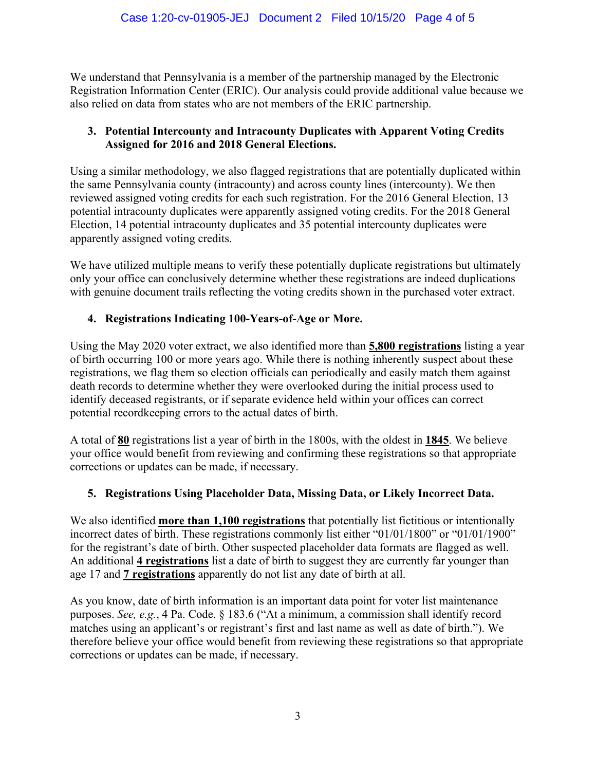We understand that Pennsylvania is a member of the partnership managed by the Electronic Registration Information Center (ERIC). Our analysis could provide additional value because we also relied on data from states who are not members of the ERIC partnership.

**3. Potential Intercounty and Intracounty Duplicates with Apparent Voting Credits Assigned for 2016 and 2018 General Elections.**

Using a similar methodology, we also flagged registrations that are potentially duplicated within the same Pennsylvania county (intracounty) and across county lines (intercounty). We then reviewed assigned voting credits for each such registration. For the 2016 General Election, 13 potential intracounty duplicates were apparently assigned voting credits. For the 2018 General Election, 14 potential intracounty duplicates and 35 potential intercounty duplicates were apparently assigned voting credits.

We have utilized multiple means to verify these potentially duplicate registrations but ultimately only your office can conclusively determine whether these registrations are indeed duplications with genuine document trails reflecting the voting credits shown in the purchased voter extract.

**4. Registrations Indicating 100-Years-of-Age or More.**

Using the May 2020 voter extract, we also identified more than **5,800 registrations** listing a year of birth occurring 100 or more years ago. While there is nothing inherently suspect about these registrations, we flag them so election officials can periodically and easily match them against death records to determine whether they were overlooked during the initial process used to identify deceased registrants, or if separate evidence held within your offices can correct potential recordkeeping errors to the actual dates of birth.

A total of **80** registrations list a year of birth in the 1800s, with the oldest in **1845**. We believe your office would benefit from reviewing and confirming these registrations so that appropriate corrections or updates can be made, if necessary.

**5. Registrations Using Placeholder Data, Missing Data, or Likely Incorrect Data.**

We also identified **more than 1,100 registrations** that potentially list fictitious or intentionally incorrect dates of birth. These registrations commonly list either "01/01/1800" or "01/01/1900" for the registrant's date of birth. Other suspected placeholder data formats are flagged as well. An additional **4 registrations** list a date of birth to suggest they are currently far younger than age 17 and **7 registrations** apparently do not list any date of birth at all.

As you know, date of birth information is an important data point for voter list maintenance purposes. *See, e.g.*, 4 Pa. Code. § 183.6 ("At a minimum, a commission shall identify record matches using an applicant's or registrant's first and last name as well as date of birth."). We therefore believe your office would benefit from reviewing these registrations so that appropriate corrections or updates can be made, if necessary.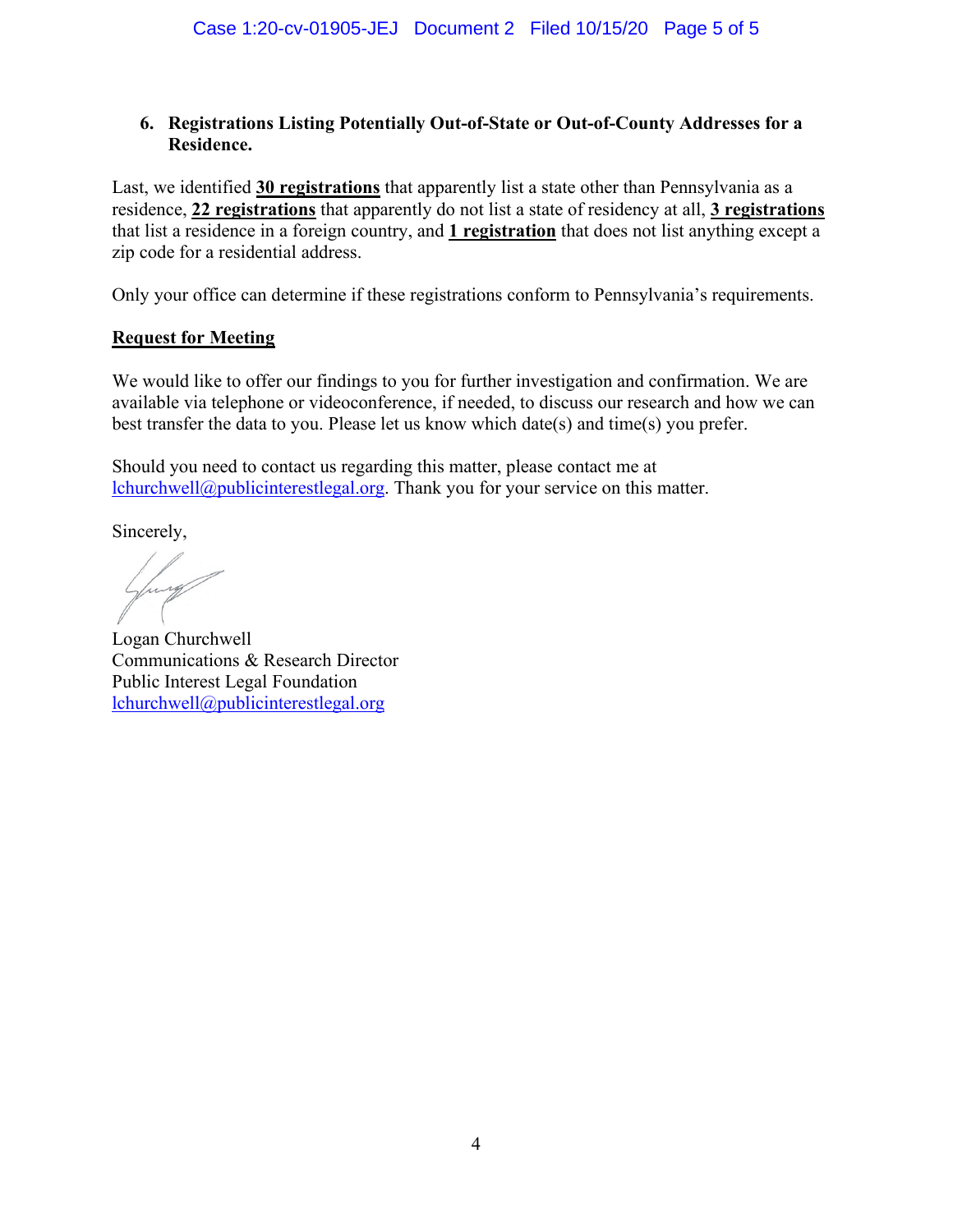**6. Registrations Listing Potentially Out-of-State or Out-of-County Addresses for a Residence.**

Last, we identified **30 registrations** that apparently list a state other than Pennsylvania as a residence, **22 registrations** that apparently do not list a state of residency at all, **3 registrations** that list a residence in a foreign country, and **1 registration** that does not list anything except a zip code for a residential address.

Only your office can determine if these registrations conform to Pennsylvania's requirements.

**Request for Meeting**

We would like to offer our findings to you for further investigation and confirmation. We are available via telephone or videoconference, if needed, to discuss our research and how we can best transfer the data to you. Please let us know which date(s) and time(s) you prefer.

Should you need to contact us regarding this matter, please contact me at lchurchwell@publicinterestlegal.org. Thank you for your service on this matter.

Sincerely,

Logan Churchwell
Communications & Research Director
Public Interest Legal Foundation
lchurchwell@publicinterestlegal.org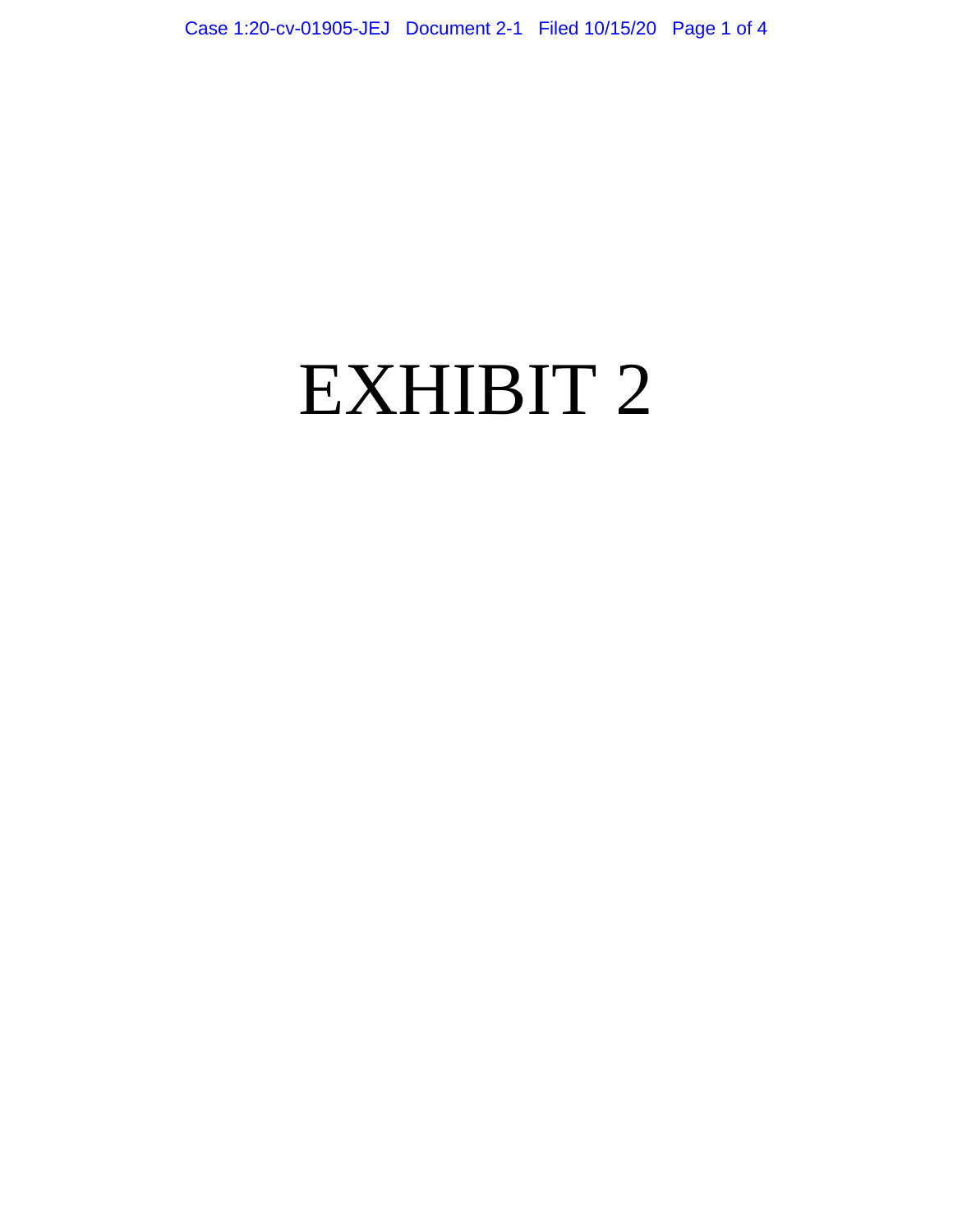# EXHIBIT 2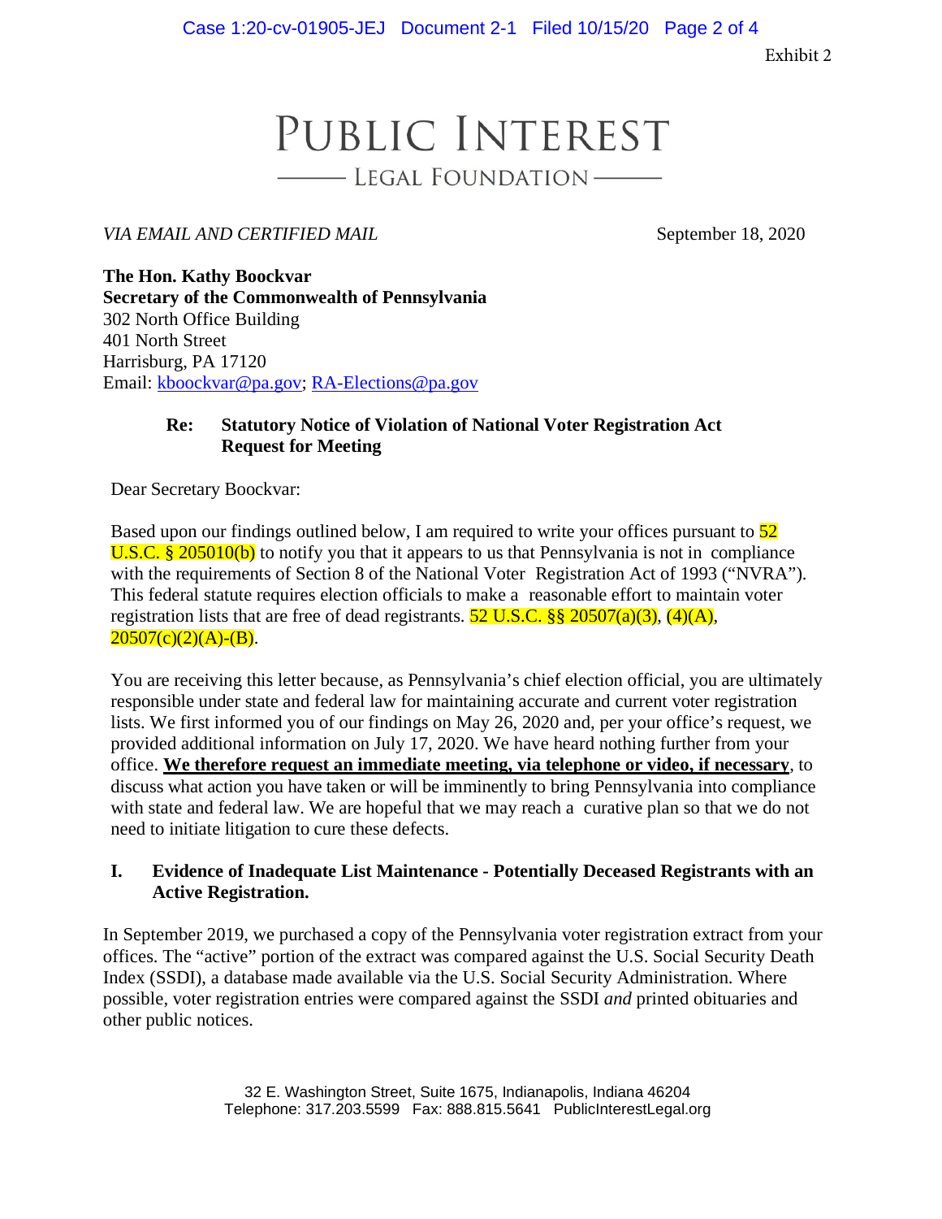Exhibit 2

# PUBLIC INTEREST

## LEGAL FOUNDATION

*VIA EMAIL AND CERTIFIED MAIL*

September 18, 2020

**The Hon. Kathy Boockvar**
**Secretary of the Commonwealth of Pennsylvania**
302 North Office Building
401 North Street
Harrisburg, PA 17120
Email: kboockvar@pa.gov; RA-Elections@pa.gov

**Re: Statutory Notice of Violation of National Voter Registration Act**
**Request for Meeting**

Dear Secretary Boockvar:

Based upon our findings outlined below, I am required to write your offices pursuant to 52 U.S.C. § 205010(b) to notify you that it appears to us that Pennsylvania is not in compliance with the requirements of Section 8 of the National Voter Registration Act of 1993 ("NVRA"). This federal statute requires election officials to make a reasonable effort to maintain voter registration lists that are free of dead registrants. 52 U.S.C. §§ 20507(a)(3), (4)(A), 20507(c)(2)(A)-(B).

You are receiving this letter because, as Pennsylvania's chief election official, you are ultimately responsible under state and federal law for maintaining accurate and current voter registration lists. We first informed you of our findings on May 26, 2020 and, per your office's request, we provided additional information on July 17, 2020. We have heard nothing further from your office. **We therefore request an immediate meeting, via telephone or video, if necessary**, to discuss what action you have taken or will be imminently to bring Pennsylvania into compliance with state and federal law. We are hopeful that we may reach a curative plan so that we do not need to initiate litigation to cure these defects.

## I. Evidence of Inadequate List Maintenance - Potentially Deceased Registrants with an Active Registration.

In September 2019, we purchased a copy of the Pennsylvania voter registration extract from your offices. The "active" portion of the extract was compared against the U.S. Social Security Death Index (SSDI), a database made available via the U.S. Social Security Administration. Where possible, voter registration entries were compared against the SSDI *and* printed obituaries and other public notices.

32 E. Washington Street, Suite 1675, Indianapolis, Indiana 46204
Telephone: 317.203.5599 Fax: 888.815.5641 PublicInterestLegal.org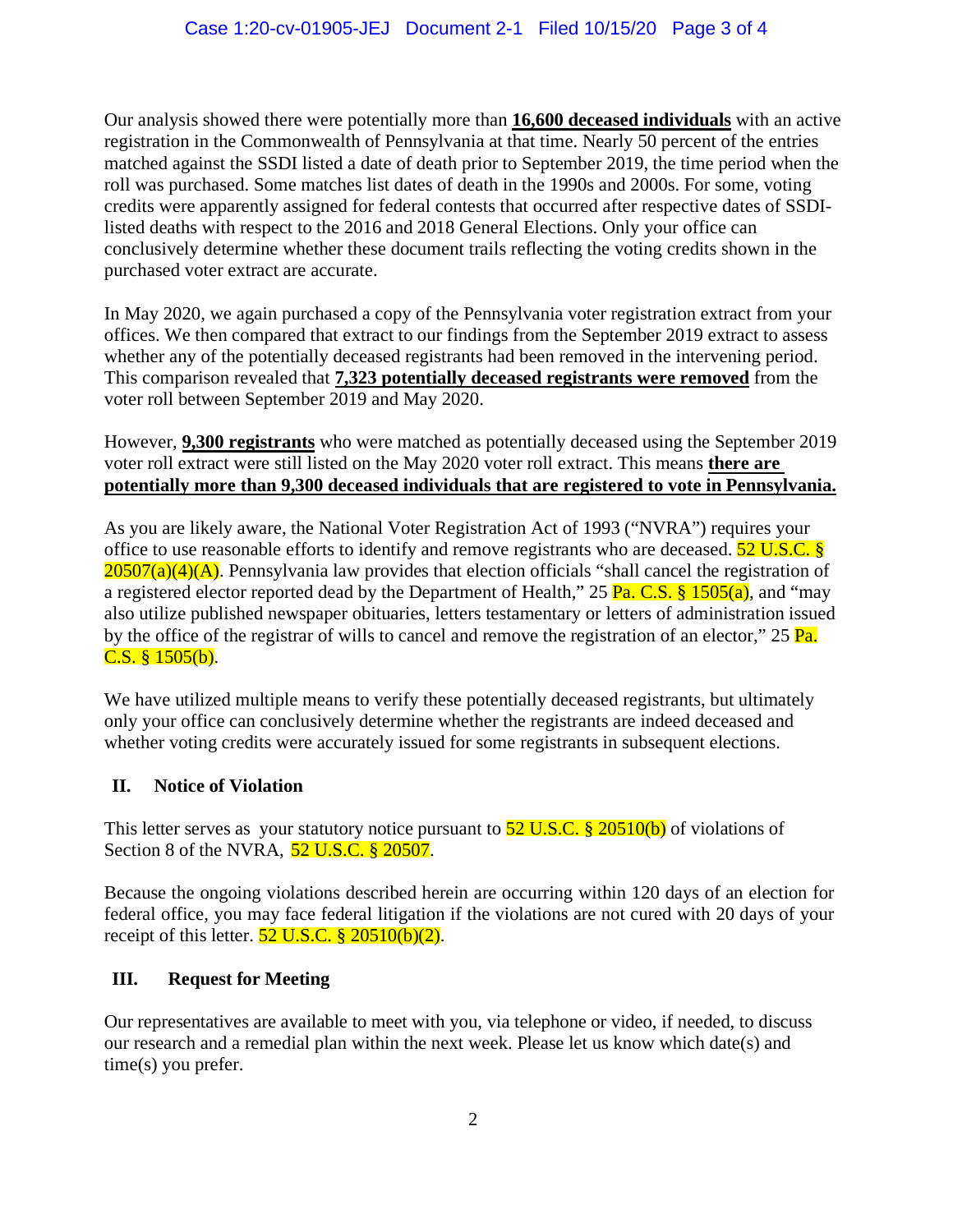Our analysis showed there were potentially more than **16,600 deceased individuals** with an active registration in the Commonwealth of Pennsylvania at that time. Nearly 50 percent of the entries matched against the SSDI listed a date of death prior to September 2019, the time period when the roll was purchased. Some matches list dates of death in the 1990s and 2000s. For some, voting credits were apparently assigned for federal contests that occurred after respective dates of SSDI-listed deaths with respect to the 2016 and 2018 General Elections. Only your office can conclusively determine whether these document trails reflecting the voting credits shown in the purchased voter extract are accurate.

In May 2020, we again purchased a copy of the Pennsylvania voter registration extract from your offices. We then compared that extract to our findings from the September 2019 extract to assess whether any of the potentially deceased registrants had been removed in the intervening period. This comparison revealed that **7,323 potentially deceased registrants were removed** from the voter roll between September 2019 and May 2020.

However, **9,300 registrants** who were matched as potentially deceased using the September 2019 voter roll extract were still listed on the May 2020 voter roll extract. This means **there are potentially more than 9,300 deceased individuals that are registered to vote in Pennsylvania.**

As you are likely aware, the National Voter Registration Act of 1993 ("NVRA") requires your office to use reasonable efforts to identify and remove registrants who are deceased. 52 U.S.C. § 20507(a)(4)(A). Pennsylvania law provides that election officials "shall cancel the registration of a registered elector reported dead by the Department of Health," 25 Pa. C.S. § 1505(a), and "may also utilize published newspaper obituaries, letters testamentary or letters of administration issued by the office of the registrar of wills to cancel and remove the registration of an elector," 25 Pa. C.S. § 1505(b).

We have utilized multiple means to verify these potentially deceased registrants, but ultimately only your office can conclusively determine whether the registrants are indeed deceased and whether voting credits were accurately issued for some registrants in subsequent elections.

## II. Notice of Violation

This letter serves as your statutory notice pursuant to 52 U.S.C. § 20510(b) of violations of Section 8 of the NVRA, 52 U.S.C. § 20507.

Because the ongoing violations described herein are occurring within 120 days of an election for federal office, you may face federal litigation if the violations are not cured with 20 days of your receipt of this letter. 52 U.S.C. § 20510(b)(2).

## III. Request for Meeting

Our representatives are available to meet with you, via telephone or video, if needed, to discuss our research and a remedial plan within the next week. Please let us know which date(s) and time(s) you prefer.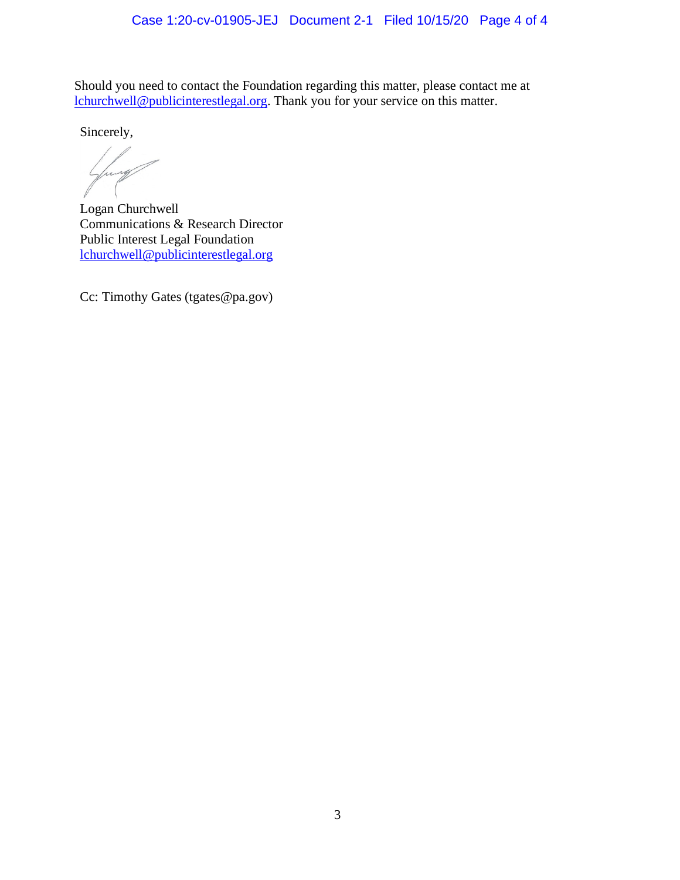Should you need to contact the Foundation regarding this matter, please contact me at lchurchwell@publicinterestlegal.org. Thank you for your service on this matter.

Sincerely,

Logan Churchwell
Communications & Research Director
Public Interest Legal Foundation
lchurchwell@publicinterestlegal.org

Cc: Timothy Gates (tgates@pa.gov)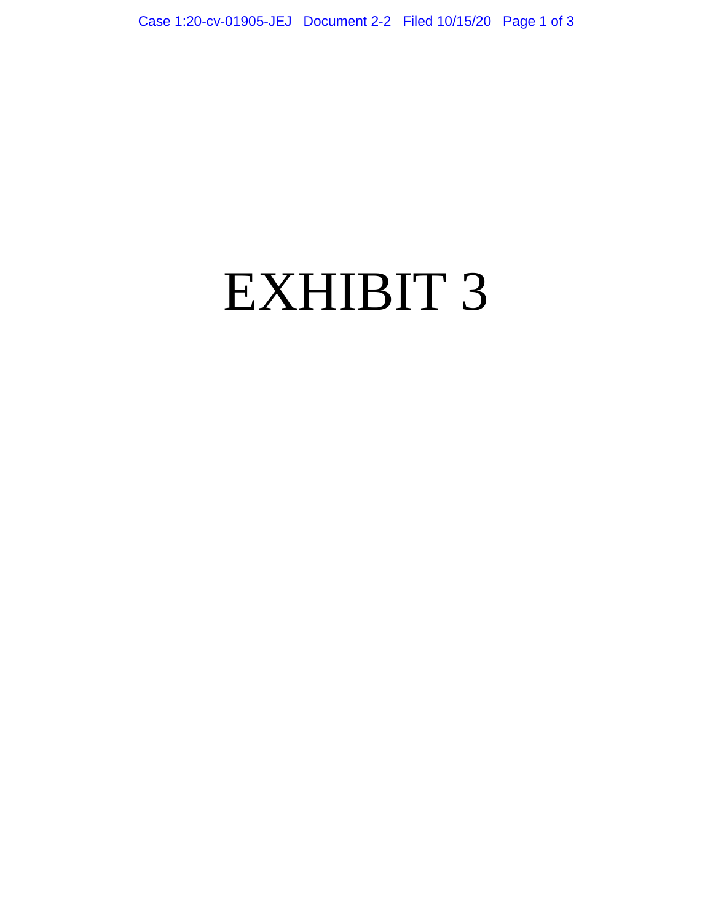# EXHIBIT 3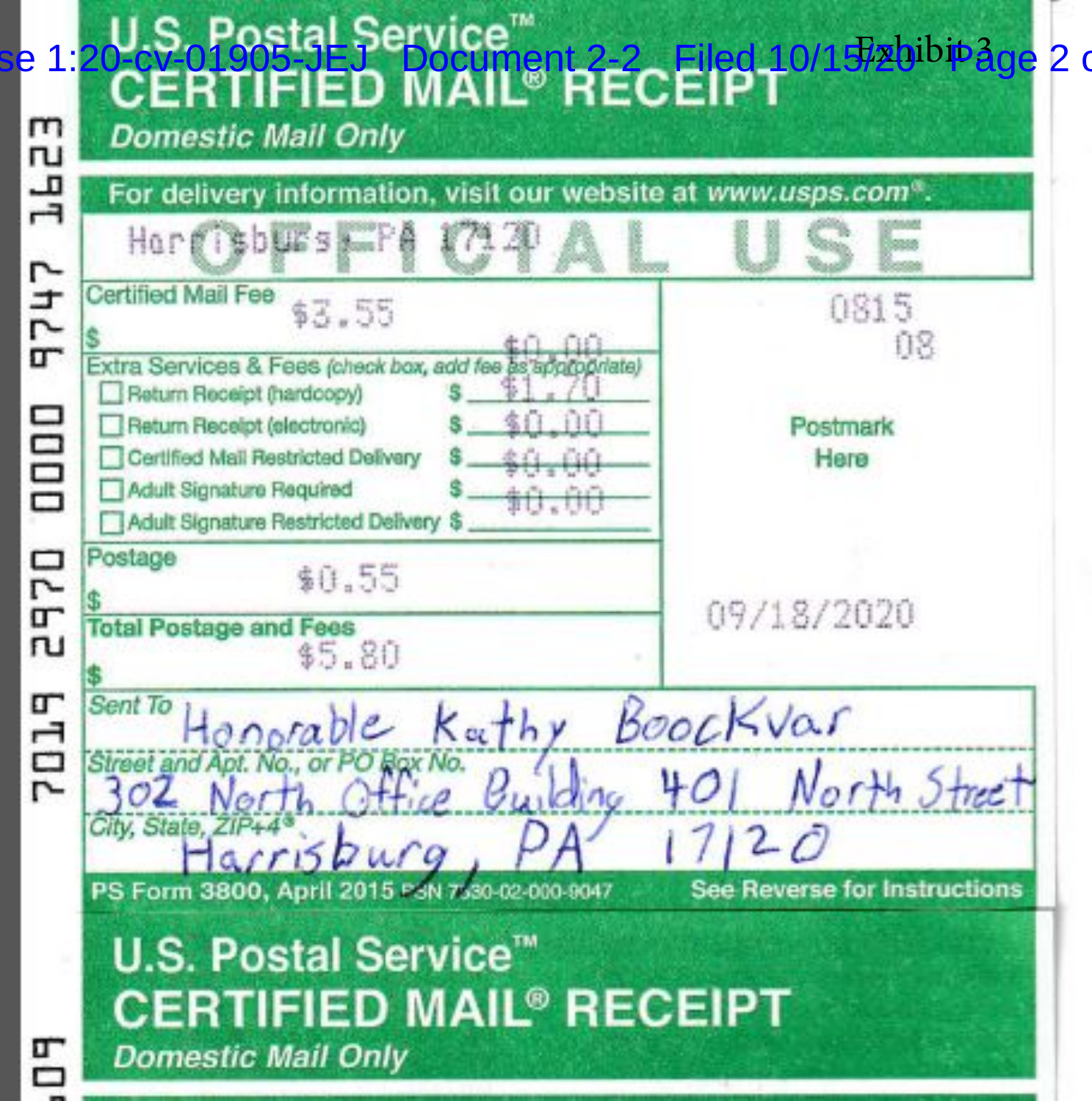Exhibit 3

# U.S. Postal Service™ CERTIFIED MAIL® RECEIPT

*Domestic Mail Only*

For delivery information, visit our website at *www.usps.com®*.

**OFFICIAL USE**

Harrisburg, PA 17120

| | | |
|---|---|---|
| Certified Mail Fee | $ $3.55 | 0815 |
| | $0.00 | 08 |
| **Extra Services & Fees** *(check box, add fee as appropriate)* | | |
| ☐ Return Receipt (hardcopy) | $ $1.70 | |
| ☐ Return Receipt (electronic) | $ $0.00 | Postmark Here |
| ☐ Certified Mail Restricted Delivery | $ $0.00 | |
| ☐ Adult Signature Required | $ $0.00 | |
| ☐ Adult Signature Restricted Delivery | $ | |
| Postage | $ $0.55 | |
| Total Postage and Fees | $ $5.80 | 09/18/2020 |

Sent To: Honorable Kathy Boockvar

Street and Apt. No., or PO Box No.: 302 North Office Building 401 North Street

City, State, ZIP+4®: Harrisburg, PA 17120

PS Form 3800, April 2015 PSN 7530-02-000-9047 — See Reverse for Instructions

7019 2970 0000 9747 1623

# U.S. Postal Service™ CERTIFIED MAIL® RECEIPT

*Domestic Mail Only*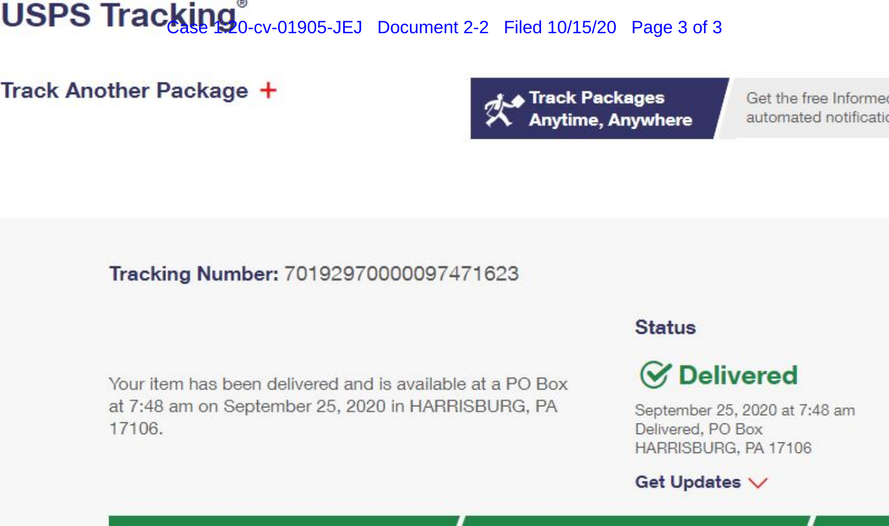# USPS Tracking®

Track Another Package +

**Track Packages Anytime, Anywhere**

Get the free Informed automated notificatio

**Tracking Number:** 70192970000097471623

Your item has been delivered and is available at a PO Box at 7:48 am on September 25, 2020 in HARRISBURG, PA 17106.

**Status**

**Delivered**

September 25, 2020 at 7:48 am
Delivered, PO Box
HARRISBURG, PA 17106

**Get Updates**